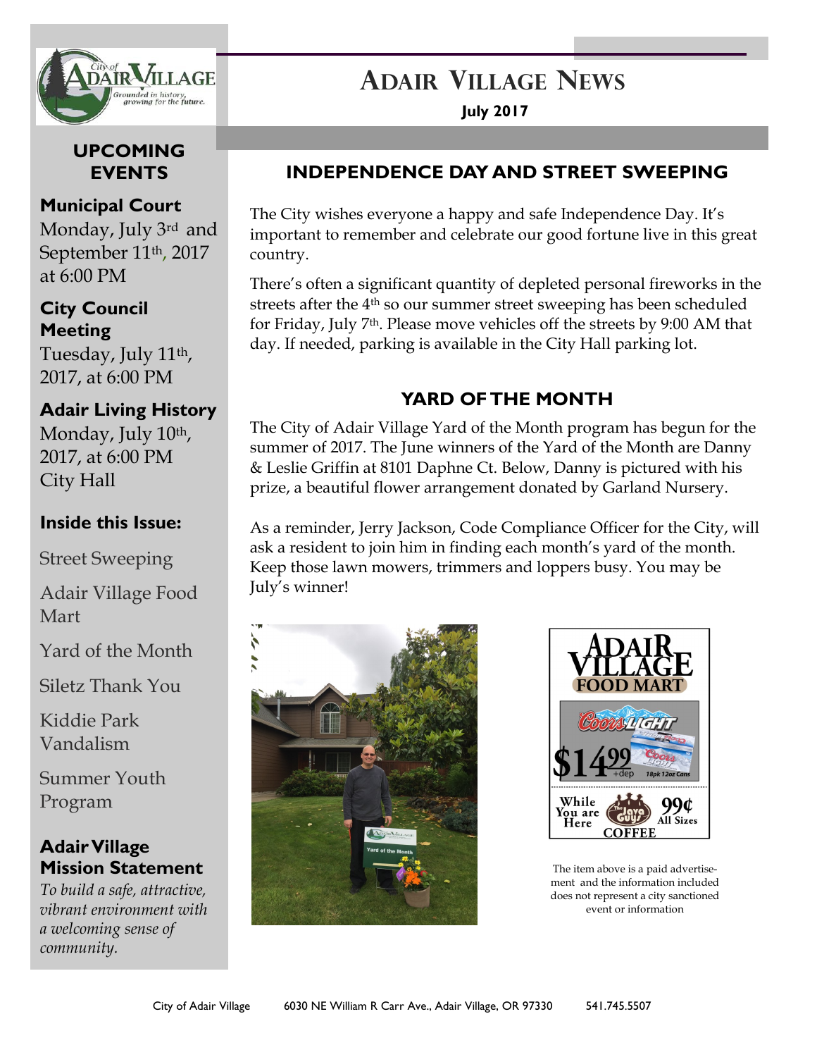# ADAIR VILLAGE NEWS

**July 2017**

## UPCOMING EVENTS

**Municipal Court**
Monday, July 3rd and September 11th, 2017 at 6:00 PM

**City Council Meeting**
Tuesday, July 11th, 2017, at 6:00 PM

**Adair Living History**
Monday, July 10th, 2017, at 6:00 PM City Hall

**Inside this Issue:**

Street Sweeping

Adair Village Food Mart

Yard of the Month

Siletz Thank You

Kiddie Park Vandalism

Summer Youth Program

**Adair Village Mission Statement**

*To build a safe, attractive, vibrant environment with a welcoming sense of community.*

## INDEPENDENCE DAY AND STREET SWEEPING

The City wishes everyone a happy and safe Independence Day. It's important to remember and celebrate our good fortune live in this great country.

There's often a significant quantity of depleted personal fireworks in the streets after the 4th so our summer street sweeping has been scheduled for Friday, July 7th. Please move vehicles off the streets by 9:00 AM that day. If needed, parking is available in the City Hall parking lot.

## YARD OF THE MONTH

The City of Adair Village Yard of the Month program has begun for the summer of 2017. The June winners of the Yard of the Month are Danny & Leslie Griffin at 8101 Daphne Ct. Below, Danny is pictured with his prize, a beautiful flower arrangement donated by Garland Nursery.

As a reminder, Jerry Jackson, Code Compliance Officer for the City, will ask a resident to join him in finding each month's yard of the month. Keep those lawn mowers, trimmers and loppers busy. You may be July's winner!

ADAIR VILLAGE FOOD MART

Coors Light $14.99 +dep 18pk 12oz Cans

While You are Here — The Java Guys Coffee 99¢ All Sizes

The item above is a paid advertisement and the information included does not represent a city sanctioned event or information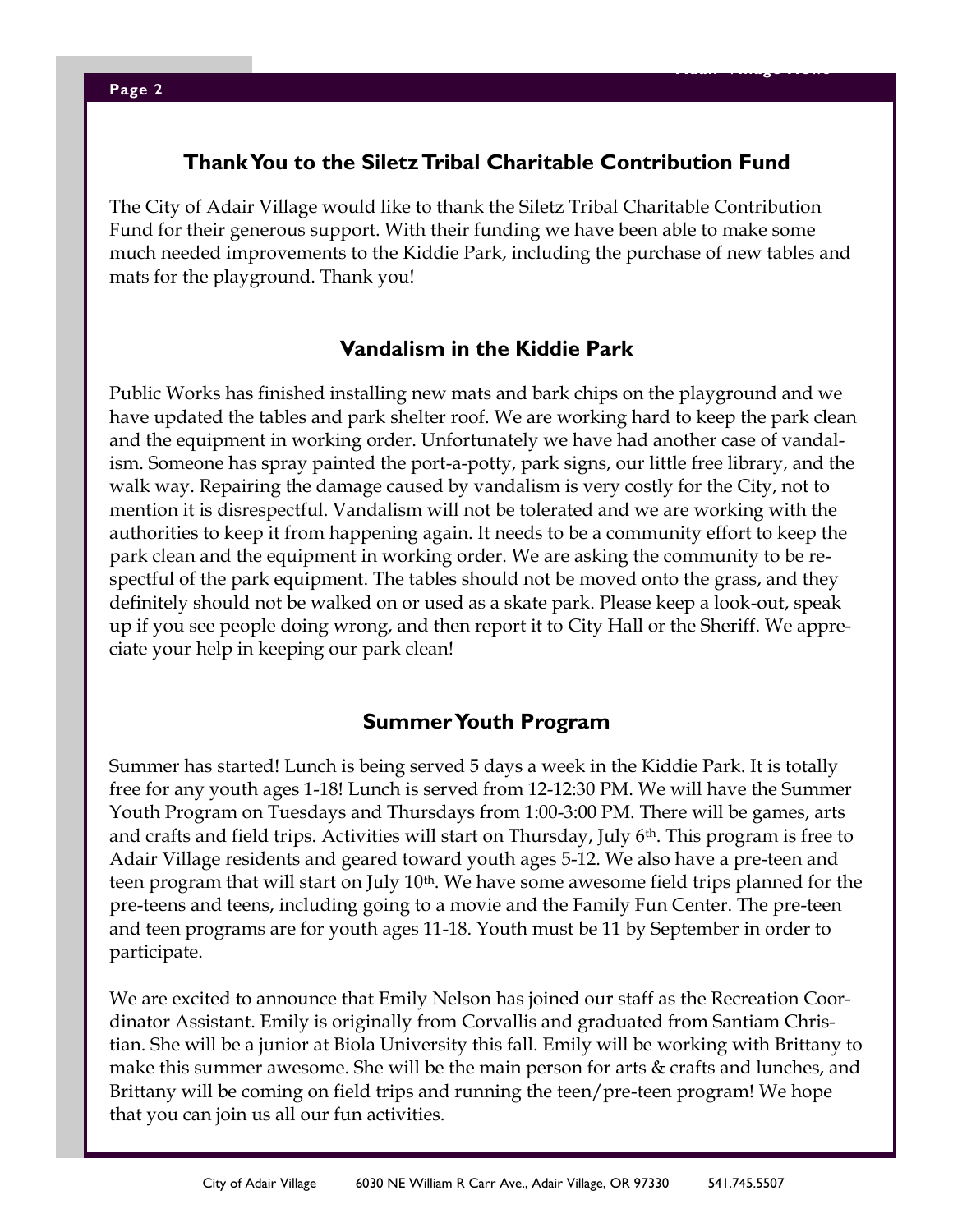## Thank You to the Siletz Tribal Charitable Contribution Fund

The City of Adair Village would like to thank the Siletz Tribal Charitable Contribution Fund for their generous support. With their funding we have been able to make some much needed improvements to the Kiddie Park, including the purchase of new tables and mats for the playground. Thank you!

## Vandalism in the Kiddie Park

Public Works has finished installing new mats and bark chips on the playground and we have updated the tables and park shelter roof. We are working hard to keep the park clean and the equipment in working order. Unfortunately we have had another case of vandalism. Someone has spray painted the port-a-potty, park signs, our little free library, and the walk way. Repairing the damage caused by vandalism is very costly for the City, not to mention it is disrespectful. Vandalism will not be tolerated and we are working with the authorities to keep it from happening again. It needs to be a community effort to keep the park clean and the equipment in working order. We are asking the community to be respectful of the park equipment. The tables should not be moved onto the grass, and they definitely should not be walked on or used as a skate park. Please keep a look-out, speak up if you see people doing wrong, and then report it to City Hall or the Sheriff. We appreciate your help in keeping our park clean!

## Summer Youth Program

Summer has started! Lunch is being served 5 days a week in the Kiddie Park. It is totally free for any youth ages 1-18! Lunch is served from 12-12:30 PM. We will have the Summer Youth Program on Tuesdays and Thursdays from 1:00-3:00 PM. There will be games, arts and crafts and field trips. Activities will start on Thursday, July 6th. This program is free to Adair Village residents and geared toward youth ages 5-12. We also have a pre-teen and teen program that will start on July 10th. We have some awesome field trips planned for the pre-teens and teens, including going to a movie and the Family Fun Center. The pre-teen and teen programs are for youth ages 11-18. Youth must be 11 by September in order to participate.

We are excited to announce that Emily Nelson has joined our staff as the Recreation Coordinator Assistant. Emily is originally from Corvallis and graduated from Santiam Christian. She will be a junior at Biola University this fall. Emily will be working with Brittany to make this summer awesome. She will be the main person for arts & crafts and lunches, and Brittany will be coming on field trips and running the teen/pre-teen program! We hope that you can join us all our fun activities.